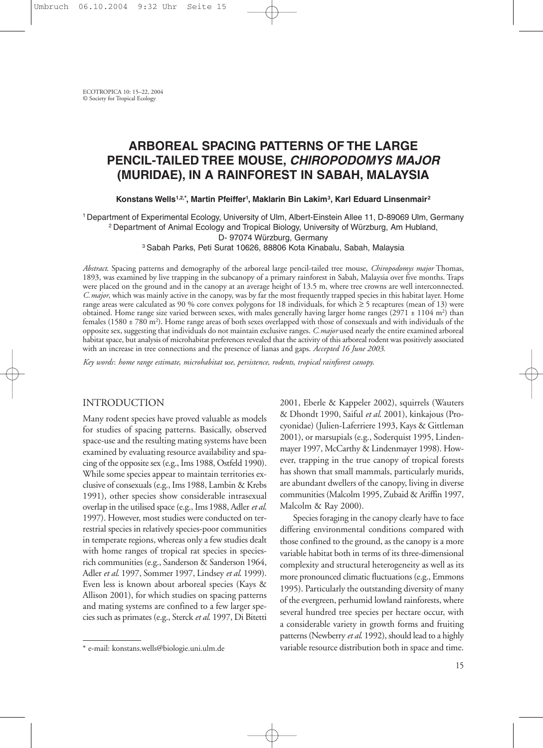# ARBOREAL SPACING PATTERNS OF THE LARGE PENCIL-TAILED TREE MOUSE, *CHIROPODOMYS MAJOR* (MURIDAE), IN A RAINFOREST IN SABAH, MALAYSIA

**Konstans Wells[1,2,*], Martin Pfeiffer[1], Maklarin Bin Lakim[3], Karl Eduard Linsenmair[2]**

[1] Department of Experimental Ecology, University of Ulm, Albert-Einstein Allee 11, D-89069 Ulm, Germany
[2] Department of Animal Ecology and Tropical Biology, University of Würzburg, Am Hubland, D- 97074 Würzburg, Germany
[3] Sabah Parks, Peti Surat 10626, 88806 Kota Kinabalu, Sabah, Malaysia

*Abstract*. Spacing patterns and demography of the arboreal large pencil-tailed tree mouse, *Chiropodomys major* Thomas, 1893, was examined by live trapping in the subcanopy of a primary rainforest in Sabah, Malaysia over five months. Traps were placed on the ground and in the canopy at an average height of 13.5 m, where tree crowns are well interconnected. *C. major*, which was mainly active in the canopy, was by far the most frequently trapped species in this habitat layer. Home range areas were calculated as 90 % core convex polygons for 18 individuals, for which ≥ 5 recaptures (mean of 13) were obtained. Home range size varied between sexes, with males generally having larger home ranges (2971 ± 1104 m$^2$) than females (1580 ± 780 m$^2$). Home range areas of both sexes overlapped with those of consexuals and with individuals of the opposite sex, suggesting that individuals do not maintain exclusive ranges. *C. major* used nearly the entire examined arboreal habitat space, but analysis of microhabitat preferences revealed that the activity of this arboreal rodent was positively associated with an increase in tree connections and the presence of lianas and gaps. *Accepted 16 June 2003.*

*Key words*: *home range estimate, microhabitat use, persistence, rodents, tropical rainforest canopy.*

## INTRODUCTION

Many rodent species have proved valuable as models for studies of spacing patterns. Basically, observed space-use and the resulting mating systems have been examined by evaluating resource availability and spacing of the opposite sex (e.g., Ims 1988, Ostfeld 1990). While some species appear to maintain territories exclusive of consexuals (e.g., Ims 1988, Lambin & Krebs 1991), other species show considerable intrasexual overlap in the utilised space (e.g., Ims 1988, Adler *et al.* 1997). However, most studies were conducted on terrestrial species in relatively species-poor communities in temperate regions, whereas only a few studies dealt with home ranges of tropical rat species in species-rich communities (e.g., Sanderson & Sanderson 1964, Adler *et al.* 1997, Sommer 1997, Lindsey *et al.* 1999). Even less is known about arboreal species (Kays & Allison 2001), for which studies on spacing patterns and mating systems are confined to a few larger species such as primates (e.g., Sterck *et al.* 1997, Di Bitetti 2001, Eberle & Kappeler 2002), squirrels (Wauters & Dhondt 1990, Saiful *et al.* 2001), kinkajous (Procyonidae) (Julien-Laferriere 1993, Kays & Gittleman 2001), or marsupials (e.g., Soderquist 1995, Lindenmayer 1997, McCarthy & Lindenmayer 1998). However, trapping in the true canopy of tropical forests has shown that small mammals, particularly murids, are abundant dwellers of the canopy, living in diverse communities (Malcolm 1995, Zubaid & Ariffin 1997, Malcolm & Ray 2000).

Species foraging in the canopy clearly have to face differing environmental conditions compared with those confined to the ground, as the canopy is a more variable habitat both in terms of its three-dimensional complexity and structural heterogeneity as well as its more pronounced climatic fluctuations (e.g., Emmons 1995). Particularly the outstanding diversity of many of the evergreen, perhumid lowland rainforests, where several hundred tree species per hectare occur, with a considerable variety in growth forms and fruiting patterns (Newberry *et al.* 1992), should lead to a highly variable resource distribution both in space and time.

\* e-mail: konstans.wells@biologie.uni-ulm.de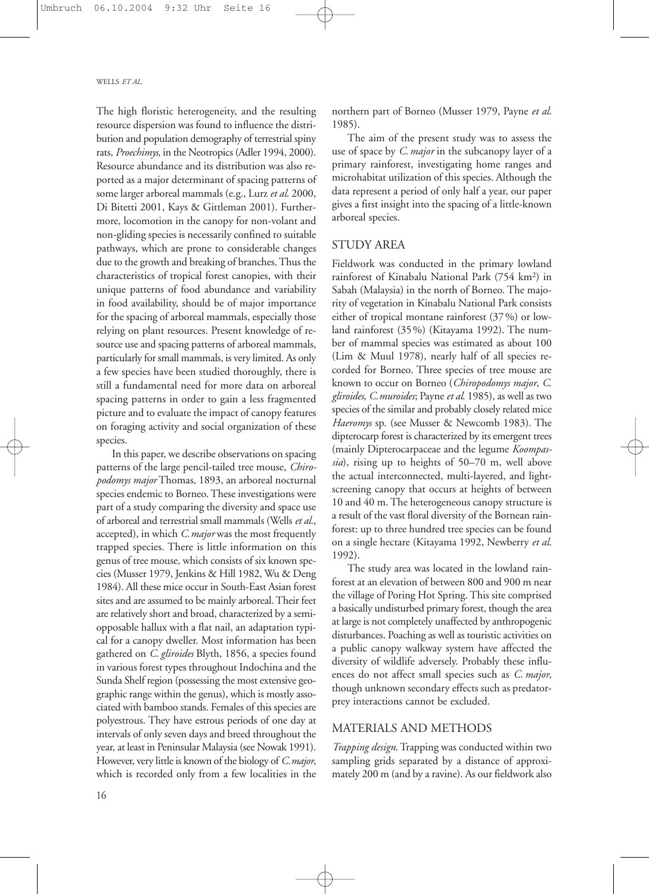The high floristic heterogeneity, and the resulting resource dispersion was found to influence the distribution and population demography of terrestrial spiny rats, *Proechimys*, in the Neotropics (Adler 1994, 2000). Resource abundance and its distribution was also reported as a major determinant of spacing patterns of some larger arboreal mammals (e.g., Lurz *et al.* 2000, Di Bitetti 2001, Kays & Gittleman 2001). Furthermore, locomotion in the canopy for non-volant and non-gliding species is necessarily confined to suitable pathways, which are prone to considerable changes due to the growth and breaking of branches. Thus the characteristics of tropical forest canopies, with their unique patterns of food abundance and variability in food availability, should be of major importance for the spacing of arboreal mammals, especially those relying on plant resources. Present knowledge of resource use and spacing patterns of arboreal mammals, particularly for small mammals, is very limited. As only a few species have been studied thoroughly, there is still a fundamental need for more data on arboreal spacing patterns in order to gain a less fragmented picture and to evaluate the impact of canopy features on foraging activity and social organization of these species.

In this paper, we describe observations on spacing patterns of the large pencil-tailed tree mouse, *Chiropodomys major* Thomas, 1893, an arboreal nocturnal species endemic to Borneo. These investigations were part of a study comparing the diversity and space use of arboreal and terrestrial small mammals (Wells *et al.*, accepted), in which *C. major* was the most frequently trapped species. There is little information on this genus of tree mouse, which consists of six known species (Musser 1979, Jenkins & Hill 1982, Wu & Deng 1984). All these mice occur in South-East Asian forest sites and are assumed to be mainly arboreal. Their feet are relatively short and broad, characterized by a semi-opposable hallux with a flat nail, an adaptation typical for a canopy dweller. Most information has been gathered on *C. gliroides* Blyth, 1856, a species found in various forest types throughout Indochina and the Sunda Shelf region (possessing the most extensive geographic range within the genus), which is mostly associated with bamboo stands. Females of this species are polyestrous. They have estrous periods of one day at intervals of only seven days and breed throughout the year, at least in Peninsular Malaysia (see Nowak 1991). However, very little is known of the biology of *C. major*, which is recorded only from a few localities in the northern part of Borneo (Musser 1979, Payne *et al.* 1985).

The aim of the present study was to assess the use of space by *C. major* in the subcanopy layer of a primary rainforest, investigating home ranges and microhabitat utilization of this species. Although the data represent a period of only half a year, our paper gives a first insight into the spacing of a little-known arboreal species.

## STUDY AREA

Fieldwork was conducted in the primary lowland rainforest of Kinabalu National Park (754 km$^2$) in Sabah (Malaysia) in the north of Borneo. The majority of vegetation in Kinabalu National Park consists either of tropical montane rainforest (37%) or lowland rainforest (35%) (Kitayama 1992). The number of mammal species was estimated as about 100 (Lim & Muul 1978), nearly half of all species recorded for Borneo. Three species of tree mouse are known to occur on Borneo (*Chiropodomys major*, *C. gliroides*, *C. muroides*; Payne *et al.* 1985), as well as two species of the similar and probably closely related mice *Haeromys* sp. (see Musser & Newcomb 1983). The dipterocarp forest is characterized by its emergent trees (mainly Dipterocarpaceae and the legume *Koompassia*), rising up to heights of 50–70 m, well above the actual interconnected, multi-layered, and light-screening canopy that occurs at heights of between 10 and 40 m. The heterogeneous canopy structure is a result of the vast floral diversity of the Bornean rainforest: up to three hundred tree species can be found on a single hectare (Kitayama 1992, Newberry *et al.* 1992).

The study area was located in the lowland rainforest at an elevation of between 800 and 900 m near the village of Poring Hot Spring. This site comprised a basically undisturbed primary forest, though the area at large is not completely unaffected by anthropogenic disturbances. Poaching as well as touristic activities on a public canopy walkway system have affected the diversity of wildlife adversely. Probably these influences do not affect small species such as *C. major*, though unknown secondary effects such as predator-prey interactions cannot be excluded.

## MATERIALS AND METHODS

*Trapping design*. Trapping was conducted within two sampling grids separated by a distance of approximately 200 m (and by a ravine). As our fieldwork also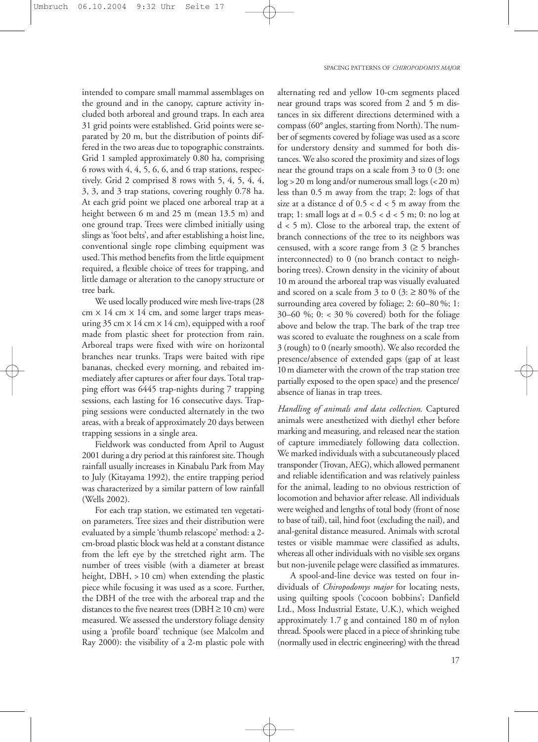intended to compare small mammal assemblages on the ground and in the canopy, capture activity included both arboreal and ground traps. In each area 31 grid points were established. Grid points were separated by 20 m, but the distribution of points differed in the two areas due to topographic constraints. Grid 1 sampled approximately 0.80 ha, comprising 6 rows with 4, 4, 5, 6, 6, and 6 trap stations, respectively. Grid 2 comprised 8 rows with 5, 4, 5, 4, 4, 3, 3, and 3 trap stations, covering roughly 0.78 ha. At each grid point we placed one arboreal trap at a height between 6 m and 25 m (mean 13.5 m) and one ground trap. Trees were climbed initially using slings as 'foot belts', and after establishing a hoist line, conventional single rope climbing equipment was used. This method benefits from the little equipment required, a flexible choice of trees for trapping, and little damage or alteration to the canopy structure or tree bark.

We used locally produced wire mesh live-traps (28 cm × 14 cm × 14 cm, and some larger traps measuring 35 cm × 14 cm × 14 cm), equipped with a roof made from plastic sheet for protection from rain. Arboreal traps were fixed with wire on horizontal branches near trunks. Traps were baited with ripe bananas, checked every morning, and rebaited immediately after captures or after four days. Total trapping effort was 6445 trap-nights during 7 trapping sessions, each lasting for 16 consecutive days. Trapping sessions were conducted alternately in the two areas, with a break of approximately 20 days between trapping sessions in a single area.

Fieldwork was conducted from April to August 2001 during a dry period at this rainforest site. Though rainfall usually increases in Kinabalu Park from May to July (Kitayama 1992), the entire trapping period was characterized by a similar pattern of low rainfall (Wells 2002).

For each trap station, we estimated ten vegetation parameters. Tree sizes and their distribution were evaluated by a simple 'thumb relascope' method: a 2-cm-broad plastic block was held at a constant distance from the left eye by the stretched right arm. The number of trees visible (with a diameter at breast height, DBH, > 10 cm) when extending the plastic piece while focusing it was used as a score. Further, the DBH of the tree with the arboreal trap and the distances to the five nearest trees (DBH ≥ 10 cm) were measured. We assessed the understory foliage density using a 'profile board' technique (see Malcolm and Ray 2000): the visibility of a 2-m plastic pole with alternating red and yellow 10-cm segments placed near ground traps was scored from 2 and 5 m distances in six different directions determined with a compass (60° angles, starting from North). The number of segments covered by foliage was used as a score for understory density and summed for both distances. We also scored the proximity and sizes of logs near the ground traps on a scale from 3 to 0 (3: one log > 20 m long and/or numerous small logs (< 20 m) less than 0.5 m away from the trap; 2: logs of that size at a distance d of $0.5 < d < 5$ m away from the trap; 1: small logs at $d = 0.5 < d < 5$ m; 0: no log at $d < 5$ m). Close to the arboreal trap, the extent of branch connections of the tree to its neighbors was censused, with a score range from 3 (≥ 5 branches interconnected) to 0 (no branch contact to neighboring trees). Crown density in the vicinity of about 10 m around the arboreal trap was visually evaluated and scored on a scale from 3 to 0 (3: ≥ 80 % of the surrounding area covered by foliage; 2: 60–80 %; 1: 30–60 %; 0: < 30 % covered) both for the foliage above and below the trap. The bark of the trap tree was scored to evaluate the roughness on a scale from 3 (rough) to 0 (nearly smooth). We also recorded the presence/absence of extended gaps (gap of at least 10 m diameter with the crown of the trap station tree partially exposed to the open space) and the presence/absence of lianas in trap trees.

*Handling of animals and data collection.* Captured animals were anesthetized with diethyl ether before marking and measuring, and released near the station of capture immediately following data collection. We marked individuals with a subcutaneously placed transponder (Trovan, AEG), which allowed permanent and reliable identification and was relatively painless for the animal, leading to no obvious restriction of locomotion and behavior after release. All individuals were weighed and lengths of total body (front of nose to base of tail), tail, hind foot (excluding the nail), and anal-genital distance measured. Animals with scrotal testes or visible mammae were classified as adults, whereas all other individuals with no visible sex organs but non-juvenile pelage were classified as immatures.

A spool-and-line device was tested on four individuals of *Chiropodomys major* for locating nests, using quilting spools ('cocoon bobbins'; Danfield Ltd., Moss Industrial Estate, U.K.), which weighed approximately 1.7 g and contained 180 m of nylon thread. Spools were placed in a piece of shrinking tube (normally used in electric engineering) with the thread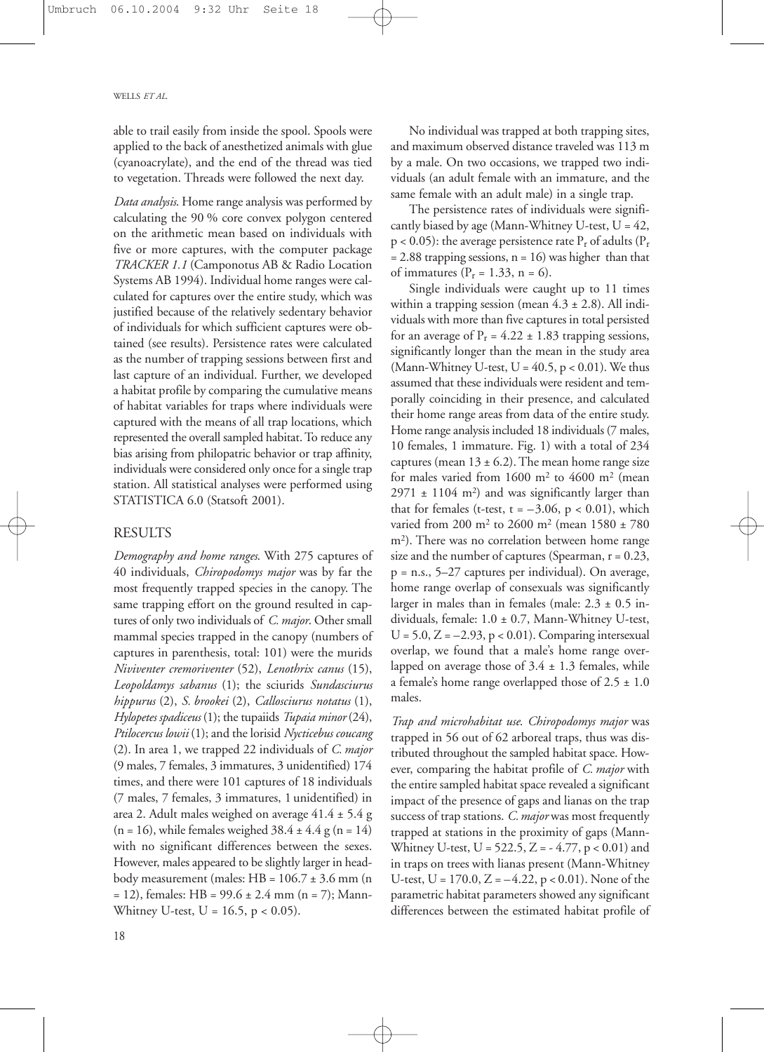able to trail easily from inside the spool. Spools were applied to the back of anesthetized animals with glue (cyanoacrylate), and the end of the thread was tied to vegetation. Threads were followed the next day.

*Data analysis.* Home range analysis was performed by calculating the 90 % core convex polygon centered on the arithmetic mean based on individuals with five or more captures, with the computer package *TRACKER 1.1* (Camponotus AB & Radio Location Systems AB 1994). Individual home ranges were calculated for captures over the entire study, which was justified because of the relatively sedentary behavior of individuals for which sufficient captures were obtained (see results). Persistence rates were calculated as the number of trapping sessions between first and last capture of an individual. Further, we developed a habitat profile by comparing the cumulative means of habitat variables for traps where individuals were captured with the means of all trap locations, which represented the overall sampled habitat. To reduce any bias arising from philopatric behavior or trap affinity, individuals were considered only once for a single trap station. All statistical analyses were performed using STATISTICA 6.0 (Statsoft 2001).

## RESULTS

*Demography and home ranges.* With 275 captures of 40 individuals, *Chiropodomys major* was by far the most frequently trapped species in the canopy. The same trapping effort on the ground resulted in captures of only two individuals of *C. major*. Other small mammal species trapped in the canopy (numbers of captures in parenthesis, total: 101) were the murids *Niviventer cremoriventer* (52), *Lenothrix canus* (15), *Leopoldamys sabanus* (1); the sciurids *Sundasciurus hippurus* (2), *S. brookei* (2), *Callosciurus notatus* (1), *Hylopetes spadiceus* (1); the tupaiids *Tupaia minor* (24), *Ptilocercus lowii* (1); and the lorisid *Nycticebus coucang* (2). In area 1, we trapped 22 individuals of *C. major* (9 males, 7 females, 3 immatures, 3 unidentified) 174 times, and there were 101 captures of 18 individuals (7 males, 7 females, 3 immatures, 1 unidentified) in area 2. Adult males weighed on average $41.4 \pm 5.4$ g ($n = 16$), while females weighed $38.4 \pm 4.4$ g ($n = 14$) with no significant differences between the sexes. However, males appeared to be slightly larger in head-body measurement (males: HB = $106.7 \pm 3.6$ mm ($n = 12$), females: HB = $99.6 \pm 2.4$ mm ($n = 7$); Mann-Whitney U-test, $U = 16.5$, $p < 0.05$).

No individual was trapped at both trapping sites, and maximum observed distance traveled was 113 m by a male. On two occasions, we trapped two individuals (an adult female with an immature, and the same female with an adult male) in a single trap.

The persistence rates of individuals were significantly biased by age (Mann-Whitney U-test, $U = 42$, $p < 0.05$): the average persistence rate $P_r$ of adults ($P_r = 2.88$ trapping sessions, $n = 16$) was higher than that of immatures ($P_r = 1.33$, $n = 6$).

Single individuals were caught up to 11 times within a trapping session (mean $4.3 \pm 2.8$). All individuals with more than five captures in total persisted for an average of $P_r = 4.22 \pm 1.83$ trapping sessions, significantly longer than the mean in the study area (Mann-Whitney U-test, $U = 40.5$, $p < 0.01$). We thus assumed that these individuals were resident and temporally coinciding in their presence, and calculated their home range areas from data of the entire study. Home range analysis included 18 individuals (7 males, 10 females, 1 immature. Fig. 1) with a total of 234 captures (mean $13 \pm 6.2$). The mean home range size for males varied from 1600 $m^2$ to 4600 $m^2$ (mean $2971 \pm 1104$ $m^2$) and was significantly larger than that for females (t-test, $t = -3.06$, $p < 0.01$), which varied from 200 $m^2$ to 2600 $m^2$ (mean $1580 \pm 780$ $m^2$). There was no correlation between home range size and the number of captures (Spearman, $r = 0.23$, p = n.s., 5–27 captures per individual). On average, home range overlap of consexuals was significantly larger in males than in females (male: $2.3 \pm 0.5$ individuals, female: $1.0 \pm 0.7$, Mann-Whitney U-test, $U = 5.0$, $Z = -2.93$, $p < 0.01$). Comparing intersexual overlap, we found that a male's home range overlapped on average those of $3.4 \pm 1.3$ females, while a female's home range overlapped those of $2.5 \pm 1.0$ males.

*Trap and microhabitat use. Chiropodomys major* was trapped in 56 out of 62 arboreal traps, thus was distributed throughout the sampled habitat space. However, comparing the habitat profile of *C. major* with the entire sampled habitat space revealed a significant impact of the presence of gaps and lianas on the trap success of trap stations. *C. major* was most frequently trapped at stations in the proximity of gaps (Mann-Whitney U-test, $U = 522.5$, $Z = -4.77$, $p < 0.01$) and in traps on trees with lianas present (Mann-Whitney U-test, $U = 170.0$, $Z = -4.22$, $p < 0.01$). None of the parametric habitat parameters showed any significant differences between the estimated habitat profile of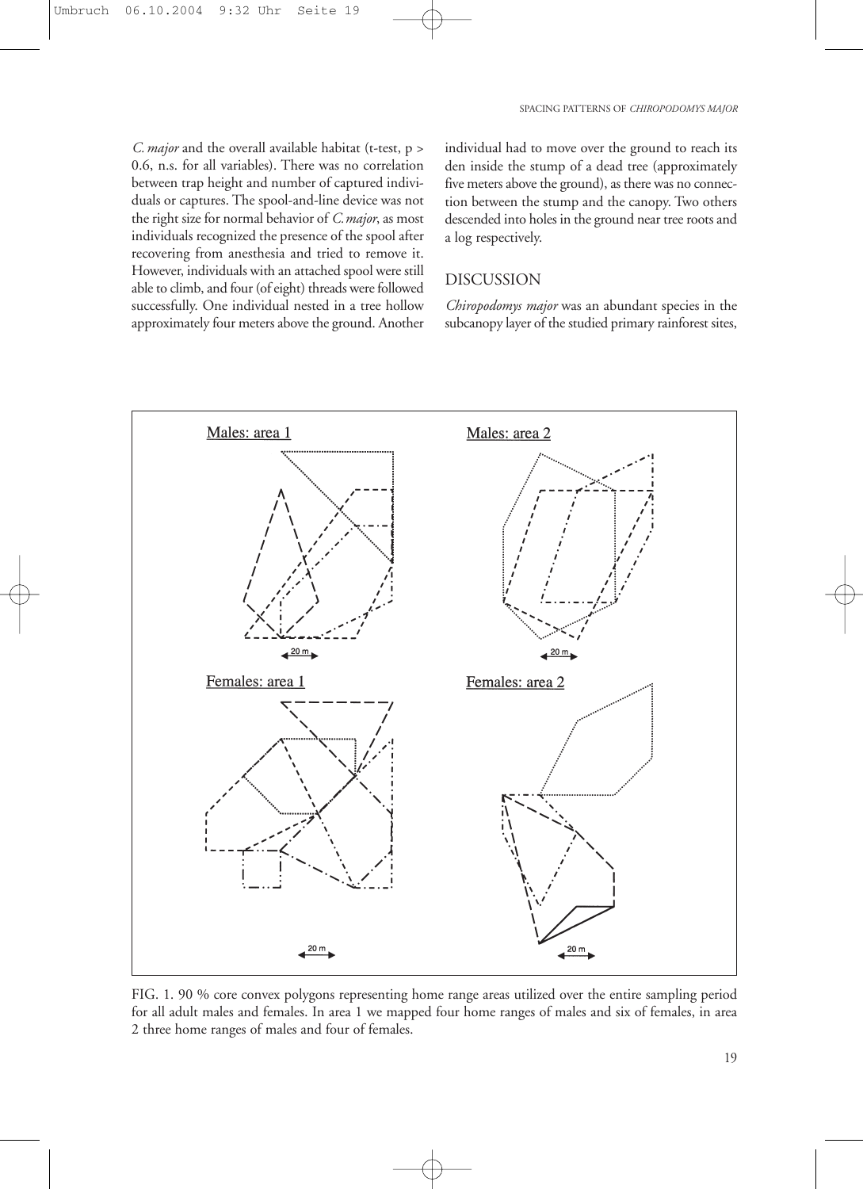*C. major* and the overall available habitat (t-test, $p > 0.6$, n.s. for all variables). There was no correlation between trap height and number of captured individuals or captures. The spool-and-line device was not the right size for normal behavior of *C. major*, as most individuals recognized the presence of the spool after recovering from anesthesia and tried to remove it. However, individuals with an attached spool were still able to climb, and four (of eight) threads were followed successfully. One individual nested in a tree hollow approximately four meters above the ground. Another individual had to move over the ground to reach its den inside the stump of a dead tree (approximately five meters above the ground), as there was no connection between the stump and the canopy. Two others descended into holes in the ground near tree roots and a log respectively.

## DISCUSSION

*Chiropodomys major* was an abundant species in the subcanopy layer of the studied primary rainforest sites,

FIG. 1. 90 % core convex polygons representing home range areas utilized over the entire sampling period for all adult males and females. In area 1 we mapped four home ranges of males and six of females, in area 2 three home ranges of males and four of females.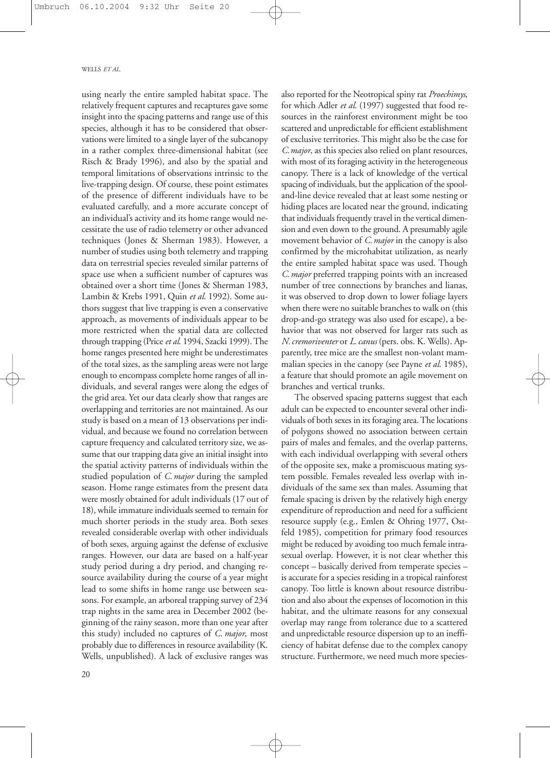using nearly the entire sampled habitat space. The relatively frequent captures and recaptures gave some insight into the spacing patterns and range use of this species, although it has to be considered that observations were limited to a single layer of the subcanopy in a rather complex three-dimensional habitat (see Risch & Brady 1996), and also by the spatial and temporal limitations of observations intrinsic to the live-trapping design. Of course, these point estimates of the presence of different individuals have to be evaluated carefully, and a more accurate concept of an individual's activity and its home range would necessitate the use of radio telemetry or other advanced techniques (Jones & Sherman 1983). However, a number of studies using both telemetry and trapping data on terrestrial species revealed similar patterns of space use when a sufficient number of captures was obtained over a short time (Jones & Sherman 1983, Lambin & Krebs 1991, Quin *et al.* 1992). Some authors suggest that live trapping is even a conservative approach, as movements of individuals appear to be more restricted when the spatial data are collected through trapping (Price *et al.* 1994, Szacki 1999). The home ranges presented here might be underestimates of the total sizes, as the sampling areas were not large enough to encompass complete home ranges of all individuals, and several ranges were along the edges of the grid area. Yet our data clearly show that ranges are overlapping and territories are not maintained. As our study is based on a mean of 13 observations per individual, and because we found no correlation between capture frequency and calculated territory size, we assume that our trapping data give an initial insight into the spatial activity patterns of individuals within the studied population of *C. major* during the sampled season. Home range estimates from the present data were mostly obtained for adult individuals (17 out of 18), while immature individuals seemed to remain for much shorter periods in the study area. Both sexes revealed considerable overlap with other individuals of both sexes, arguing against the defense of exclusive ranges. However, our data are based on a half-year study period during a dry period, and changing resource availability during the course of a year might lead to some shifts in home range use between seasons. For example, an arboreal trapping survey of 234 trap nights in the same area in December 2002 (beginning of the rainy season, more than one year after this study) included no captures of *C. major*, most probably due to differences in resource availability (K. Wells, unpublished). A lack of exclusive ranges was also reported for the Neotropical spiny rat *Proechimys*, for which Adler *et al.* (1997) suggested that food resources in the rainforest environment might be too scattered and unpredictable for efficient establishment of exclusive territories. This might also be the case for *C. major*, as this species also relied on plant resources, with most of its foraging activity in the heterogeneous canopy. There is a lack of knowledge of the vertical spacing of individuals, but the application of the spool-and-line device revealed that at least some nesting or hiding places are located near the ground, indicating that individuals frequently travel in the vertical dimension and even down to the ground. A presumably agile movement behavior of *C. major* in the canopy is also confirmed by the microhabitat utilization, as nearly the entire sampled habitat space was used. Though *C. major* preferred trapping points with an increased number of tree connections by branches and lianas, it was observed to drop down to lower foliage layers when there were no suitable branches to walk on (this drop-and-go strategy was also used for escape), a behavior that was not observed for larger rats such as *N. cremoriventer* or *L. canus* (pers. obs. K. Wells). Apparently, tree mice are the smallest non-volant mammalian species in the canopy (see Payne *et al.* 1985), a feature that should promote an agile movement on branches and vertical trunks.

The observed spacing patterns suggest that each adult can be expected to encounter several other individuals of both sexes in its foraging area. The locations of polygons showed no association between certain pairs of males and females, and the overlap patterns, with each individual overlapping with several others of the opposite sex, make a promiscuous mating system possible. Females revealed less overlap with individuals of the same sex than males. Assuming that female spacing is driven by the relatively high energy expenditure of reproduction and need for a sufficient resource supply (e.g., Emlen & Ohring 1977, Ostfeld 1985), competition for primary food resources might be reduced by avoiding too much female intrasexual overlap. However, it is not clear whether this concept – basically derived from temperate species – is accurate for a species residing in a tropical rainforest canopy. Too little is known about resource distribution and also about the expenses of locomotion in this habitat, and the ultimate reasons for any consexual overlap may range from tolerance due to a scattered and unpredictable resource dispersion up to an inefficiency of habitat defense due to the complex canopy structure. Furthermore, we need much more species-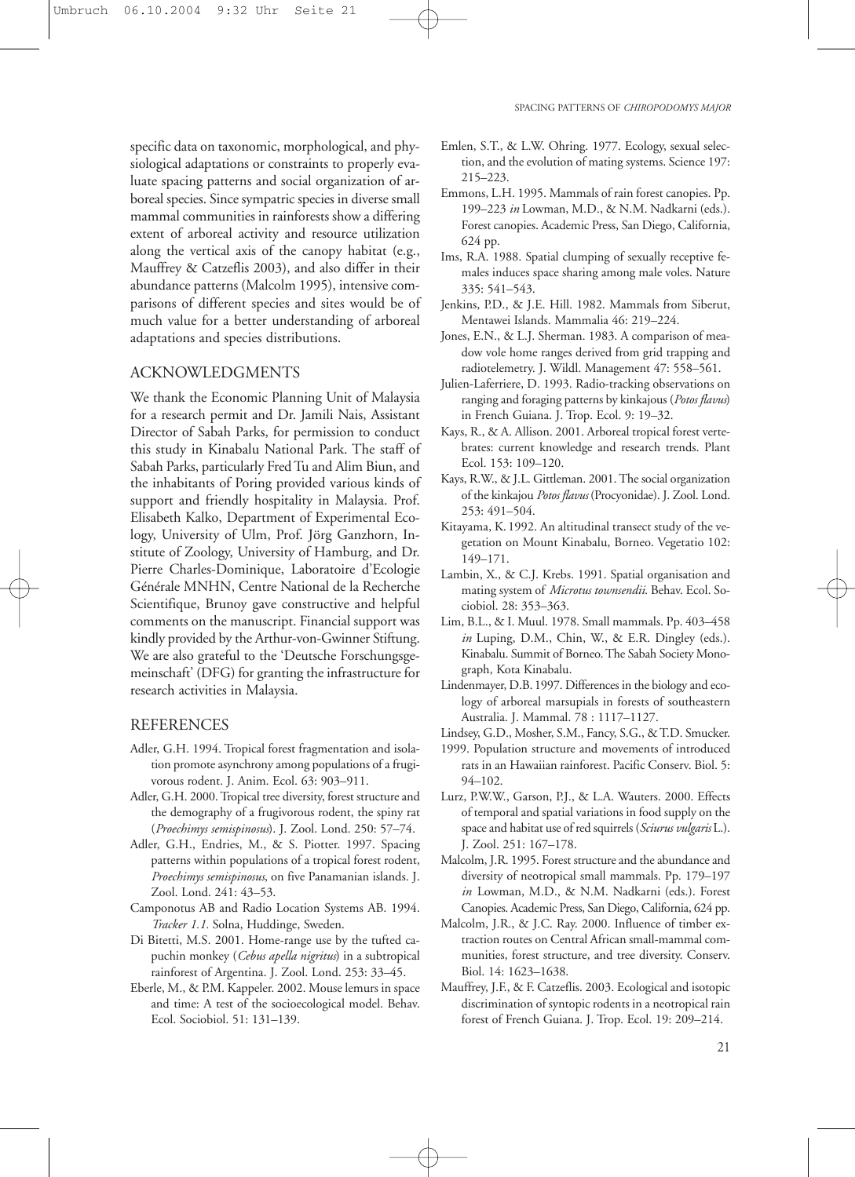specific data on taxonomic, morphological, and physiological adaptations or constraints to properly evaluate spacing patterns and social organization of arboreal species. Since sympatric species in diverse small mammal communities in rainforests show a differing extent of arboreal activity and resource utilization along the vertical axis of the canopy habitat (e.g., Mauffrey & Catzeflis 2003), and also differ in their abundance patterns (Malcolm 1995), intensive comparisons of different species and sites would be of much value for a better understanding of arboreal adaptations and species distributions.

## ACKNOWLEDGMENTS

We thank the Economic Planning Unit of Malaysia for a research permit and Dr. Jamili Nais, Assistant Director of Sabah Parks, for permission to conduct this study in Kinabalu National Park. The staff of Sabah Parks, particularly Fred Tu and Alim Biun, and the inhabitants of Poring provided various kinds of support and friendly hospitality in Malaysia. Prof. Elisabeth Kalko, Department of Experimental Ecology, University of Ulm, Prof. Jörg Ganzhorn, Institute of Zoology, University of Hamburg, and Dr. Pierre Charles-Dominique, Laboratoire d'Ecologie Générale MNHN, Centre National de la Recherche Scientifique, Brunoy gave constructive and helpful comments on the manuscript. Financial support was kindly provided by the Arthur-von-Gwinner Stiftung. We are also grateful to the 'Deutsche Forschungsgemeinschaft' (DFG) for granting the infrastructure for research activities in Malaysia.

## REFERENCES

Adler, G.H. 1994. Tropical forest fragmentation and isolation promote asynchrony among populations of a frugivorous rodent. J. Anim. Ecol. 63: 903–911.

Adler, G.H. 2000. Tropical tree diversity, forest structure and the demography of a frugivorous rodent, the spiny rat (*Proechimys semispinosus*). J. Zool. Lond. 250: 57–74.

Adler, G.H., Endries, M., & S. Piotter. 1997. Spacing patterns within populations of a tropical forest rodent, *Proechimys semispinosus*, on five Panamanian islands. J. Zool. Lond. 241: 43–53.

Camponotus AB and Radio Location Systems AB. 1994. *Tracker 1.1*. Solna, Huddinge, Sweden.

Di Bitetti, M.S. 2001. Home-range use by the tufted capuchin monkey (*Cebus apella nigritus*) in a subtropical rainforest of Argentina. J. Zool. Lond. 253: 33–45.

Eberle, M., & P.M. Kappeler. 2002. Mouse lemurs in space and time: A test of the socioecological model. Behav. Ecol. Sociobiol. 51: 131–139.

Emlen, S.T., & L.W. Ohring. 1977. Ecology, sexual selection, and the evolution of mating systems. Science 197: 215–223.

Emmons, L.H. 1995. Mammals of rain forest canopies. Pp. 199–223 *in* Lowman, M.D., & N.M. Nadkarni (eds.). Forest canopies. Academic Press, San Diego, California, 624 pp.

Ims, R.A. 1988. Spatial clumping of sexually receptive females induces space sharing among male voles. Nature 335: 541–543.

Jenkins, P.D., & J.E. Hill. 1982. Mammals from Siberut, Mentawei Islands. Mammalia 46: 219–224.

Jones, E.N., & L.J. Sherman. 1983. A comparison of meadow vole home ranges derived from grid trapping and radiotelemetry. J. Wildl. Management 47: 558–561.

Julien-Laferriere, D. 1993. Radio-tracking observations on ranging and foraging patterns by kinkajous (*Potos flavus*) in French Guiana. J. Trop. Ecol. 9: 19–32.

Kays, R., & A. Allison. 2001. Arboreal tropical forest vertebrates: current knowledge and research trends. Plant Ecol. 153: 109–120.

Kays, R.W., & J.L. Gittleman. 2001. The social organization of the kinkajou *Potos flavus* (Procyonidae). J. Zool. Lond. 253: 491–504.

Kitayama, K. 1992. An altitudinal transect study of the vegetation on Mount Kinabalu, Borneo. Vegetatio 102: 149–171.

Lambin, X., & C.J. Krebs. 1991. Spatial organisation and mating system of *Microtus townsendii*. Behav. Ecol. Sociobiol. 28: 353–363.

Lim, B.L., & I. Muul. 1978. Small mammals. Pp. 403–458 *in* Luping, D.M., Chin, W., & E.R. Dingley (eds.). Kinabalu. Summit of Borneo. The Sabah Society Monograph, Kota Kinabalu.

Lindenmayer, D.B. 1997. Differences in the biology and ecology of arboreal marsupials in forests of southeastern Australia. J. Mammal. 78 : 1117–1127.

Lindsey, G.D., Mosher, S.M., Fancy, S.G., & T.D. Smucker. 1999. Population structure and movements of introduced rats in an Hawaiian rainforest. Pacific Conserv. Biol. 5: 94–102.

Lurz, P.W.W., Garson, P.J., & L.A. Wauters. 2000. Effects of temporal and spatial variations in food supply on the space and habitat use of red squirrels (*Sciurus vulgaris* L.). J. Zool. 251: 167–178.

Malcolm, J.R. 1995. Forest structure and the abundance and diversity of neotropical small mammals. Pp. 179–197 *in* Lowman, M.D., & N.M. Nadkarni (eds.). Forest Canopies. Academic Press, San Diego, California, 624 pp.

Malcolm, J.R., & J.C. Ray. 2000. Influence of timber extraction routes on Central African small-mammal communities, forest structure, and tree diversity. Conserv. Biol. 14: 1623–1638.

Mauffrey, J.F., & F. Catzeflis. 2003. Ecological and isotopic discrimination of syntopic rodents in a neotropical rain forest of French Guiana. J. Trop. Ecol. 19: 209–214.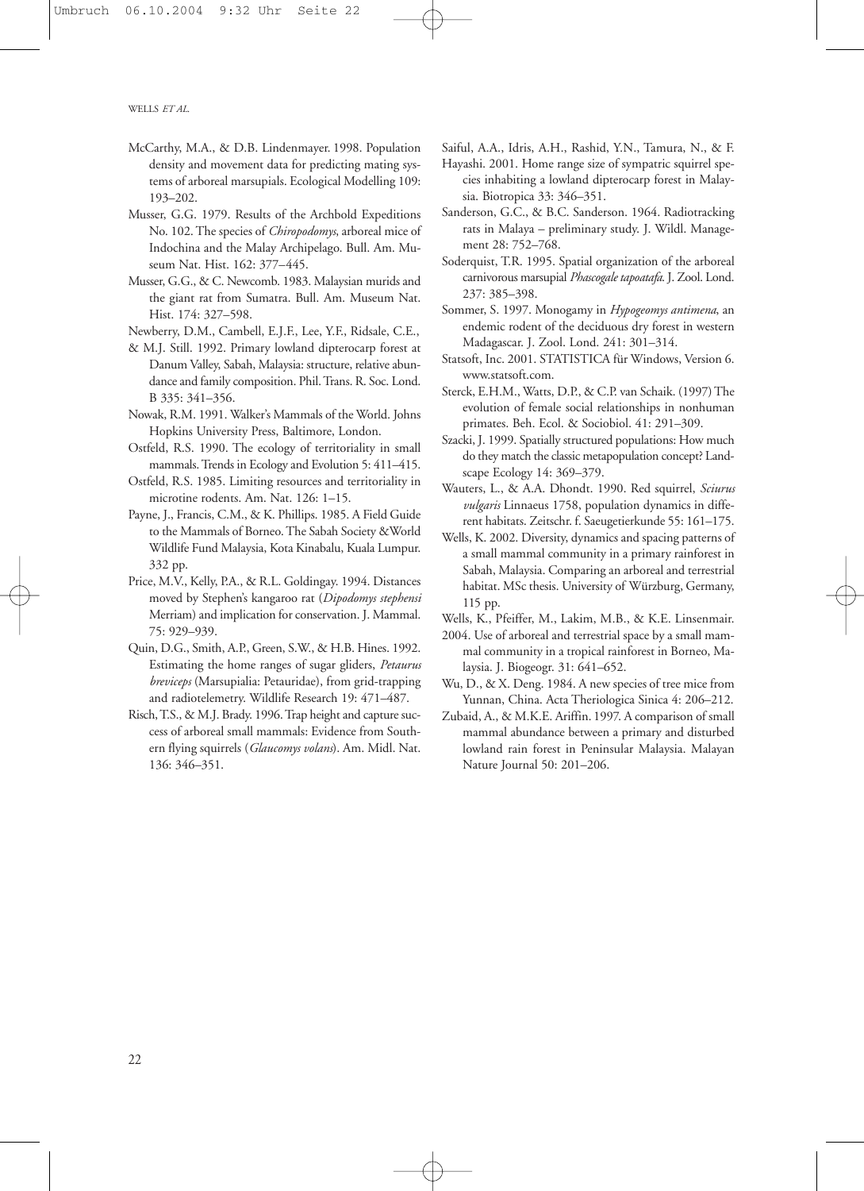McCarthy, M.A., & D.B. Lindenmayer. 1998. Population density and movement data for predicting mating systems of arboreal marsupials. Ecological Modelling 109: 193–202.

Musser, G.G. 1979. Results of the Archbold Expeditions No. 102. The species of *Chiropodomys*, arboreal mice of Indochina and the Malay Archipelago. Bull. Am. Museum Nat. Hist. 162: 377–445.

Musser, G.G., & C. Newcomb. 1983. Malaysian murids and the giant rat from Sumatra. Bull. Am. Museum Nat. Hist. 174: 327–598.

Newberry, D.M., Cambell, E.J.F., Lee, Y.F., Ridsale, C.E., & M.J. Still. 1992. Primary lowland dipterocarp forest at Danum Valley, Sabah, Malaysia: structure, relative abundance and family composition. Phil. Trans. R. Soc. Lond. B 335: 341–356.

Nowak, R.M. 1991. Walker's Mammals of the World. Johns Hopkins University Press, Baltimore, London.

Ostfeld, R.S. 1990. The ecology of territoriality in small mammals. Trends in Ecology and Evolution 5: 411–415.

Ostfeld, R.S. 1985. Limiting resources and territoriality in microtine rodents. Am. Nat. 126: 1–15.

Payne, J., Francis, C.M., & K. Phillips. 1985. A Field Guide to the Mammals of Borneo. The Sabah Society &World Wildlife Fund Malaysia, Kota Kinabalu, Kuala Lumpur. 332 pp.

Price, M.V., Kelly, P.A., & R.L. Goldingay. 1994. Distances moved by Stephen's kangaroo rat (*Dipodomys stephensi* Merriam) and implication for conservation. J. Mammal. 75: 929–939.

Quin, D.G., Smith, A.P., Green, S.W., & H.B. Hines. 1992. Estimating the home ranges of sugar gliders, *Petaurus breviceps* (Marsupialia: Petauridae), from grid-trapping and radiotelemetry. Wildlife Research 19: 471–487.

Risch, T.S., & M.J. Brady. 1996. Trap height and capture success of arboreal small mammals: Evidence from Southern flying squirrels (*Glaucomys volans*). Am. Midl. Nat. 136: 346–351.

Saiful, A.A., Idris, A.H., Rashid, Y.N., Tamura, N., & F. Hayashi. 2001. Home range size of sympatric squirrel species inhabiting a lowland dipterocarp forest in Malaysia. Biotropica 33: 346–351.

Sanderson, G.C., & B.C. Sanderson. 1964. Radiotracking rats in Malaya – preliminary study. J. Wildl. Management 28: 752–768.

Soderquist, T.R. 1995. Spatial organization of the arboreal carnivorous marsupial *Phascogale tapoatafa*. J. Zool. Lond. 237: 385–398.

Sommer, S. 1997. Monogamy in *Hypogeomys antimena*, an endemic rodent of the deciduous dry forest in western Madagascar. J. Zool. Lond. 241: 301–314.

Statsoft, Inc. 2001. STATISTICA für Windows, Version 6. www.statsoft.com.

Sterck, E.H.M., Watts, D.P., & C.P. van Schaik. (1997) The evolution of female social relationships in nonhuman primates. Beh. Ecol. & Sociobiol. 41: 291–309.

Szacki, J. 1999. Spatially structured populations: How much do they match the classic metapopulation concept? Landscape Ecology 14: 369–379.

Wauters, L., & A.A. Dhondt. 1990. Red squirrel, *Sciurus vulgaris* Linnaeus 1758, population dynamics in different habitats. Zeitschr. f. Saeugetierkunde 55: 161–175.

Wells, K. 2002. Diversity, dynamics and spacing patterns of a small mammal community in a primary rainforest in Sabah, Malaysia. Comparing an arboreal and terrestrial habitat. MSc thesis. University of Würzburg, Germany, 115 pp.

Wells, K., Pfeiffer, M., Lakim, M.B., & K.E. Linsenmair. 2004. Use of arboreal and terrestrial space by a small mammal community in a tropical rainforest in Borneo, Malaysia. J. Biogeogr. 31: 641–652.

Wu, D., & X. Deng. 1984. A new species of tree mice from Yunnan, China. Acta Theriologica Sinica 4: 206–212.

Zubaid, A., & M.K.E. Ariffin. 1997. A comparison of small mammal abundance between a primary and disturbed lowland rain forest in Peninsular Malaysia. Malayan Nature Journal 50: 201–206.